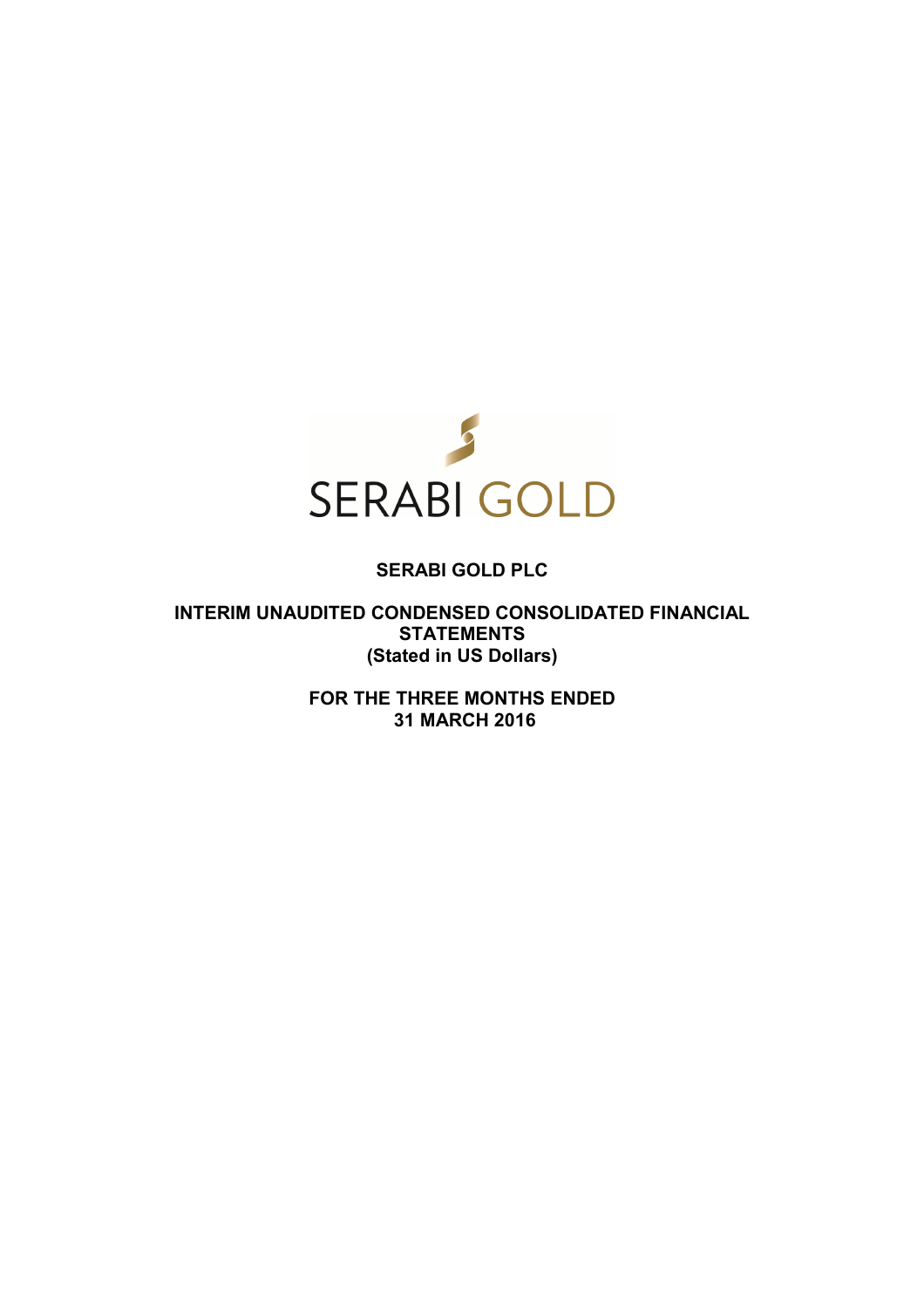SERABI GOLD

**SERABI GOLD PLC**

**INTERIM UNAUDITED CONDENSED CONSOLIDATED FINANCIAL STATEMENTS**
**(Stated in US Dollars)**

**FOR THE THREE MONTHS ENDED**
**31 MARCH 2016**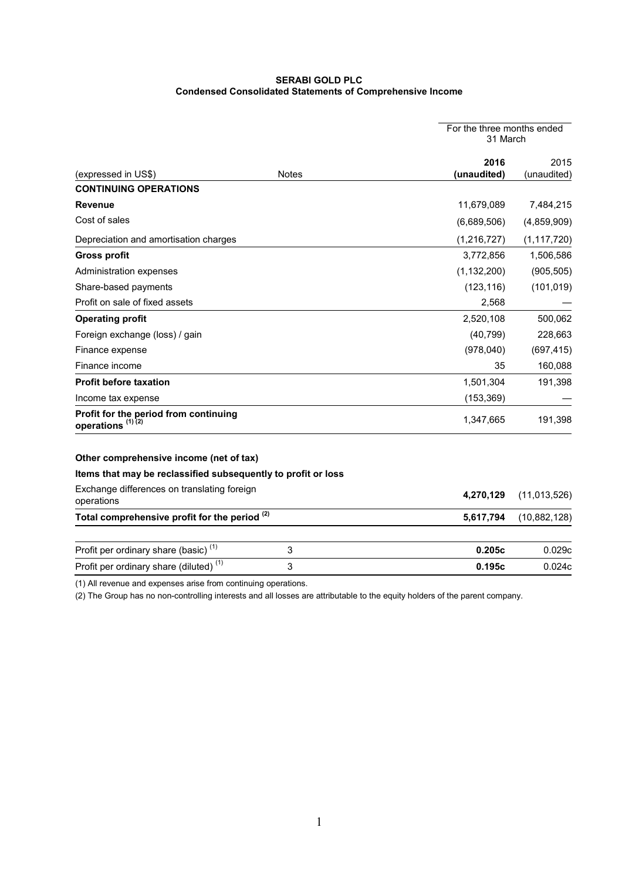**SERABI GOLD PLC**
**Condensed Consolidated Statements of Comprehensive Income**

| (expressed in US$) | Notes | For the three months ended 31 March 2016 (unaudited) | 2015 (unaudited) |
|---|---|---|---|
| **CONTINUING OPERATIONS** | | | |
| **Revenue** | | 11,679,089 | 7,484,215 |
| Cost of sales | | (6,689,506) | (4,859,909) |
| Depreciation and amortisation charges | | (1,216,727) | (1,117,720) |
| **Gross profit** | | 3,772,856 | 1,506,586 |
| Administration expenses | | (1,132,200) | (905,505) |
| Share-based payments | | (123,116) | (101,019) |
| Profit on sale of fixed assets | | 2,568 | — |
| **Operating profit** | | 2,520,108 | 500,062 |
| Foreign exchange (loss) / gain | | (40,799) | 228,663 |
| Finance expense | | (978,040) | (697,415) |
| Finance income | | 35 | 160,088 |
| **Profit before taxation** | | 1,501,304 | 191,398 |
| Income tax expense | | (153,369) | — |
| **Profit for the period from continuing operations [1][2]** | | 1,347,665 | 191,398 |
| | | | |
| **Other comprehensive income (net of tax)** | | | |
| **Items that may be reclassified subsequently to profit or loss** | | | |
| Exchange differences on translating foreign operations | | **4,270,129** | (11,013,526) |
| **Total comprehensive profit for the period [2]** | | **5,617,794** | (10,882,128) |
| | | | |
| Profit per ordinary share (basic) [1] | 3 | **0.205c** | 0.029c |
| Profit per ordinary share (diluted) [1] | 3 | **0.195c** | 0.024c |

(1) All revenue and expenses arise from continuing operations.

(2) The Group has no non-controlling interests and all losses are attributable to the equity holders of the parent company.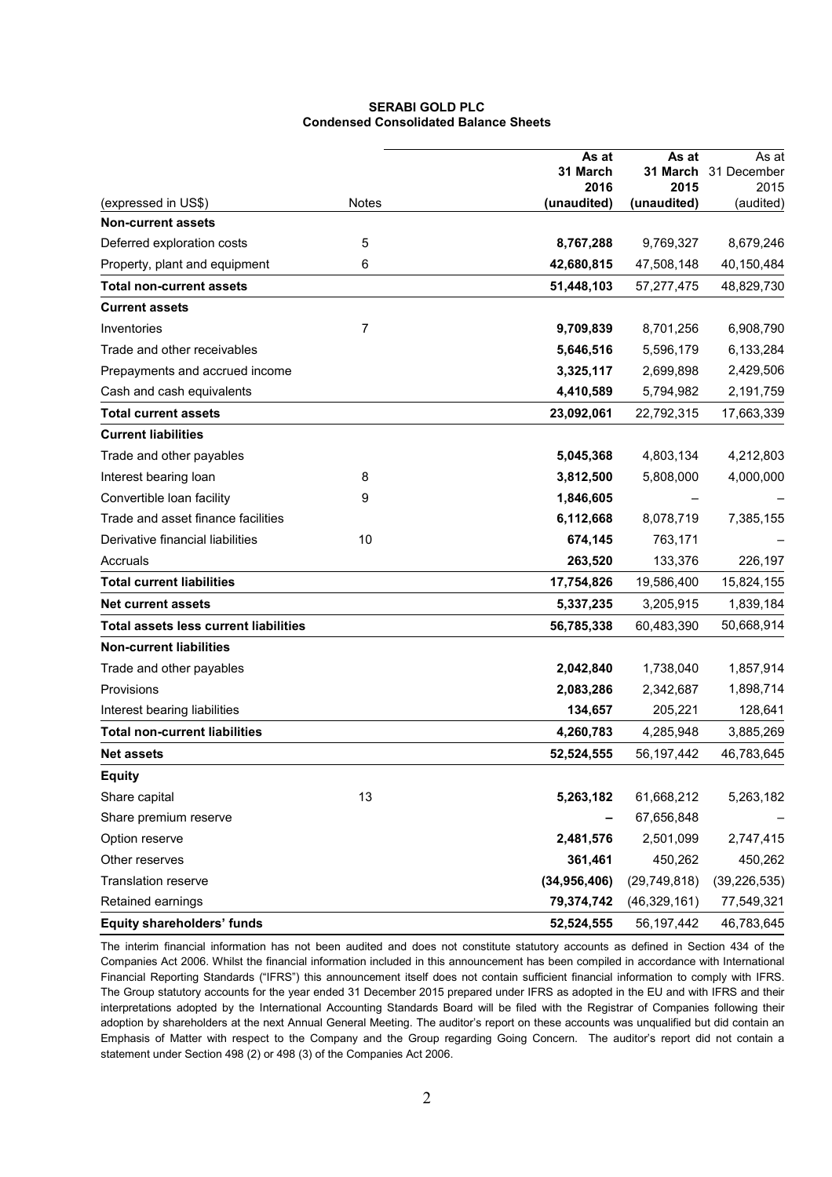**SERABI GOLD PLC**
**Condensed Consolidated Balance Sheets**

| (expressed in US$) | Notes | As at 31 March 2016 (unaudited) | As at 31 March 2015 (unaudited) | As at 31 December 2015 (audited) |
|---|---|---|---|---|
| **Non-current assets** | | | | |
| Deferred exploration costs | 5 | **8,767,288** | 9,769,327 | 8,679,246 |
| Property, plant and equipment | 6 | **42,680,815** | 47,508,148 | 40,150,484 |
| **Total non-current assets** | | **51,448,103** | 57,277,475 | 48,829,730 |
| **Current assets** | | | | |
| Inventories | 7 | **9,709,839** | 8,701,256 | 6,908,790 |
| Trade and other receivables | | **5,646,516** | 5,596,179 | 6,133,284 |
| Prepayments and accrued income | | **3,325,117** | 2,699,898 | 2,429,506 |
| Cash and cash equivalents | | **4,410,589** | 5,794,982 | 2,191,759 |
| **Total current assets** | | **23,092,061** | 22,792,315 | 17,663,339 |
| **Current liabilities** | | | | |
| Trade and other payables | | **5,045,368** | 4,803,134 | 4,212,803 |
| Interest bearing loan | 8 | **3,812,500** | 5,808,000 | 4,000,000 |
| Convertible loan facility | 9 | **1,846,605** | – | – |
| Trade and asset finance facilities | | **6,112,668** | 8,078,719 | 7,385,155 |
| Derivative financial liabilities | 10 | **674,145** | 763,171 | – |
| Accruals | | **263,520** | 133,376 | 226,197 |
| **Total current liabilities** | | **17,754,826** | 19,586,400 | 15,824,155 |
| **Net current assets** | | **5,337,235** | 3,205,915 | 1,839,184 |
| **Total assets less current liabilities** | | **56,785,338** | 60,483,390 | 50,668,914 |
| **Non-current liabilities** | | | | |
| Trade and other payables | | **2,042,840** | 1,738,040 | 1,857,914 |
| Provisions | | **2,083,286** | 2,342,687 | 1,898,714 |
| Interest bearing liabilities | | **134,657** | 205,221 | 128,641 |
| **Total non-current liabilities** | | **4,260,783** | 4,285,948 | 3,885,269 |
| **Net assets** | | **52,524,555** | 56,197,442 | 46,783,645 |
| **Equity** | | | | |
| Share capital | 13 | **5,263,182** | 61,668,212 | 5,263,182 |
| Share premium reserve | | **–** | 67,656,848 | – |
| Option reserve | | **2,481,576** | 2,501,099 | 2,747,415 |
| Other reserves | | **361,461** | 450,262 | 450,262 |
| Translation reserve | | **(34,956,406)** | (29,749,818) | (39,226,535) |
| Retained earnings | | **79,374,742** | (46,329,161) | 77,549,321 |
| **Equity shareholders' funds** | | **52,524,555** | 56,197,442 | 46,783,645 |

The interim financial information has not been audited and does not constitute statutory accounts as defined in Section 434 of the Companies Act 2006. Whilst the financial information included in this announcement has been compiled in accordance with International Financial Reporting Standards ("IFRS") this announcement itself does not contain sufficient financial information to comply with IFRS. The Group statutory accounts for the year ended 31 December 2015 prepared under IFRS as adopted in the EU and with IFRS and their interpretations adopted by the International Accounting Standards Board will be filed with the Registrar of Companies following their adoption by shareholders at the next Annual General Meeting. The auditor's report on these accounts was unqualified but did contain an Emphasis of Matter with respect to the Company and the Group regarding Going Concern. The auditor's report did not contain a statement under Section 498 (2) or 498 (3) of the Companies Act 2006.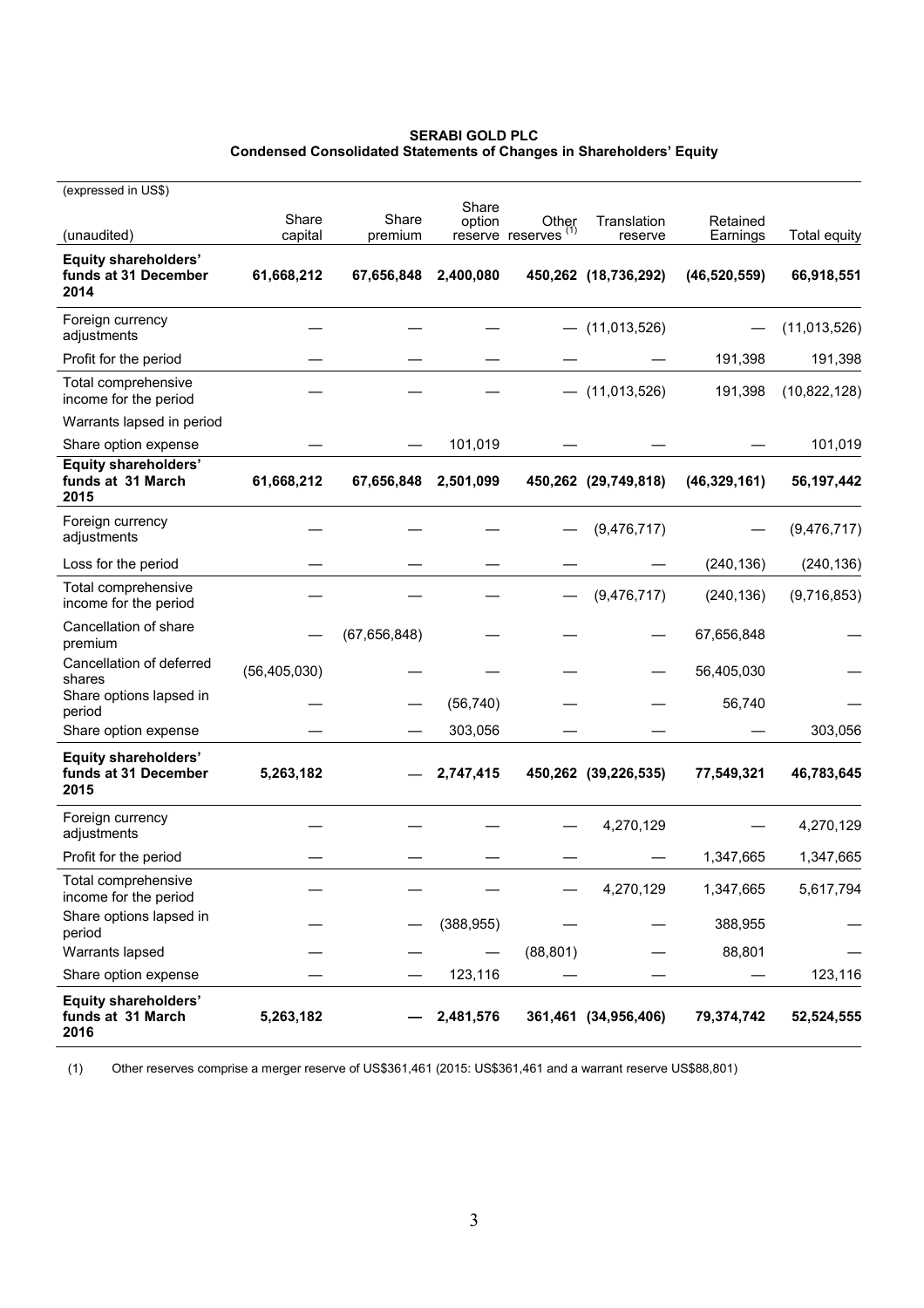**SERABI GOLD PLC**
**Condensed Consolidated Statements of Changes in Shareholders' Equity**

| (expressed in US$) (unaudited) | Share capital | Share premium | Share option reserve | Other reserves [1] | Translation reserve | Retained Earnings | Total equity |
|---|---|---|---|---|---|---|---|
| **Equity shareholders' funds at 31 December 2014** | **61,668,212** | **67,656,848** | **2,400,080** | **450,262** | **(18,736,292)** | **(46,520,559)** | **66,918,551** |
| Foreign currency adjustments | — | — | — | — | (11,013,526) | — | (11,013,526) |
| Profit for the period | — | — | — | — | — | 191,398 | 191,398 |
| Total comprehensive income for the period | — | — | — | — | (11,013,526) | 191,398 | (10,822,128) |
| Warrants lapsed in period | | | | | | | |
| Share option expense | — | — | 101,019 | — | — | — | 101,019 |
| **Equity shareholders' funds at 31 March 2015** | **61,668,212** | **67,656,848** | **2,501,099** | **450,262** | **(29,749,818)** | **(46,329,161)** | **56,197,442** |
| Foreign currency adjustments | — | — | — | — | (9,476,717) | — | (9,476,717) |
| Loss for the period | — | — | — | — | — | (240,136) | (240,136) |
| Total comprehensive income for the period | — | — | — | — | (9,476,717) | (240,136) | (9,716,853) |
| Cancellation of share premium | — | (67,656,848) | — | — | — | 67,656,848 | — |
| Cancellation of deferred shares | (56,405,030) | — | — | — | — | 56,405,030 | — |
| Share options lapsed in period | — | — | (56,740) | — | — | 56,740 | — |
| Share option expense | — | — | 303,056 | — | — | — | 303,056 |
| **Equity shareholders' funds at 31 December 2015** | **5,263,182** | **—** | **2,747,415** | **450,262** | **(39,226,535)** | **77,549,321** | **46,783,645** |
| Foreign currency adjustments | — | — | — | — | 4,270,129 | — | 4,270,129 |
| Profit for the period | — | — | — | — | — | 1,347,665 | 1,347,665 |
| Total comprehensive income for the period | — | — | — | — | 4,270,129 | 1,347,665 | 5,617,794 |
| Share options lapsed in period | — | — | (388,955) | — | — | 388,955 | — |
| Warrants lapsed | — | — | — | (88,801) | — | 88,801 | — |
| Share option expense | — | — | 123,116 | — | — | — | 123,116 |
| **Equity shareholders' funds at 31 March 2016** | **5,263,182** | **—** | **2,481,576** | **361,461** | **(34,956,406)** | **79,374,742** | **52,524,555** |

(1) Other reserves comprise a merger reserve of US$361,461 (2015: US$361,461 and a warrant reserve US$88,801)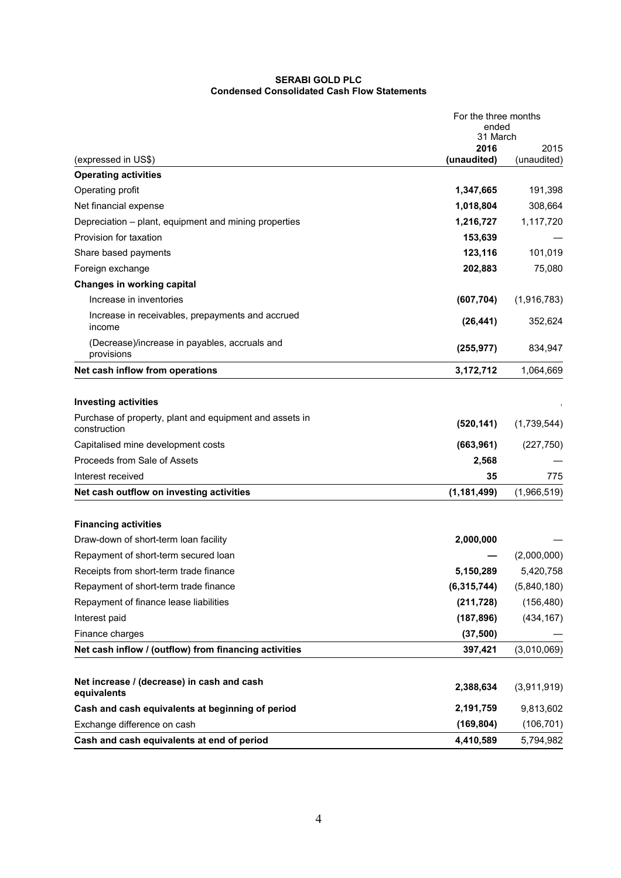**SERABI GOLD PLC**
**Condensed Consolidated Cash Flow Statements**

| | For the three months ended 31 March | |
|---|---|---|
| (expressed in US$) | **2016 (unaudited)** | 2015 (unaudited) |
| **Operating activities** | | |
| Operating profit | **1,347,665** | 191,398 |
| Net financial expense | **1,018,804** | 308,664 |
| Depreciation – plant, equipment and mining properties | **1,216,727** | 1,117,720 |
| Provision for taxation | **153,639** | — |
| Share based payments | **123,116** | 101,019 |
| Foreign exchange | **202,883** | 75,080 |
| **Changes in working capital** | | |
| Increase in inventories | **(607,704)** | (1,916,783) |
| Increase in receivables, prepayments and accrued income | **(26,441)** | 352,624 |
| (Decrease)/increase in payables, accruals and provisions | **(255,977)** | 834,947 |
| **Net cash inflow from operations** | **3,172,712** | 1,064,669 |
| | | |
| **Investing activities** | | |
| Purchase of property, plant and equipment and assets in construction | **(520,141)** | (1,739,544) |
| Capitalised mine development costs | **(663,961)** | (227,750) |
| Proceeds from Sale of Assets | **2,568** | — |
| Interest received | **35** | 775 |
| **Net cash outflow on investing activities** | **(1,181,499)** | (1,966,519) |
| | | |
| **Financing activities** | | |
| Draw-down of short-term loan facility | **2,000,000** | — |
| Repayment of short-term secured loan | **—** | (2,000,000) |
| Receipts from short-term trade finance | **5,150,289** | 5,420,758 |
| Repayment of short-term trade finance | **(6,315,744)** | (5,840,180) |
| Repayment of finance lease liabilities | **(211,728)** | (156,480) |
| Interest paid | **(187,896)** | (434,167) |
| Finance charges | **(37,500)** | — |
| **Net cash inflow / (outflow) from financing activities** | **397,421** | (3,010,069) |
| | | |
| **Net increase / (decrease) in cash and cash equivalents** | **2,388,634** | (3,911,919) |
| **Cash and cash equivalents at beginning of period** | **2,191,759** | 9,813,602 |
| Exchange difference on cash | **(169,804)** | (106,701) |
| **Cash and cash equivalents at end of period** | **4,410,589** | 5,794,982 |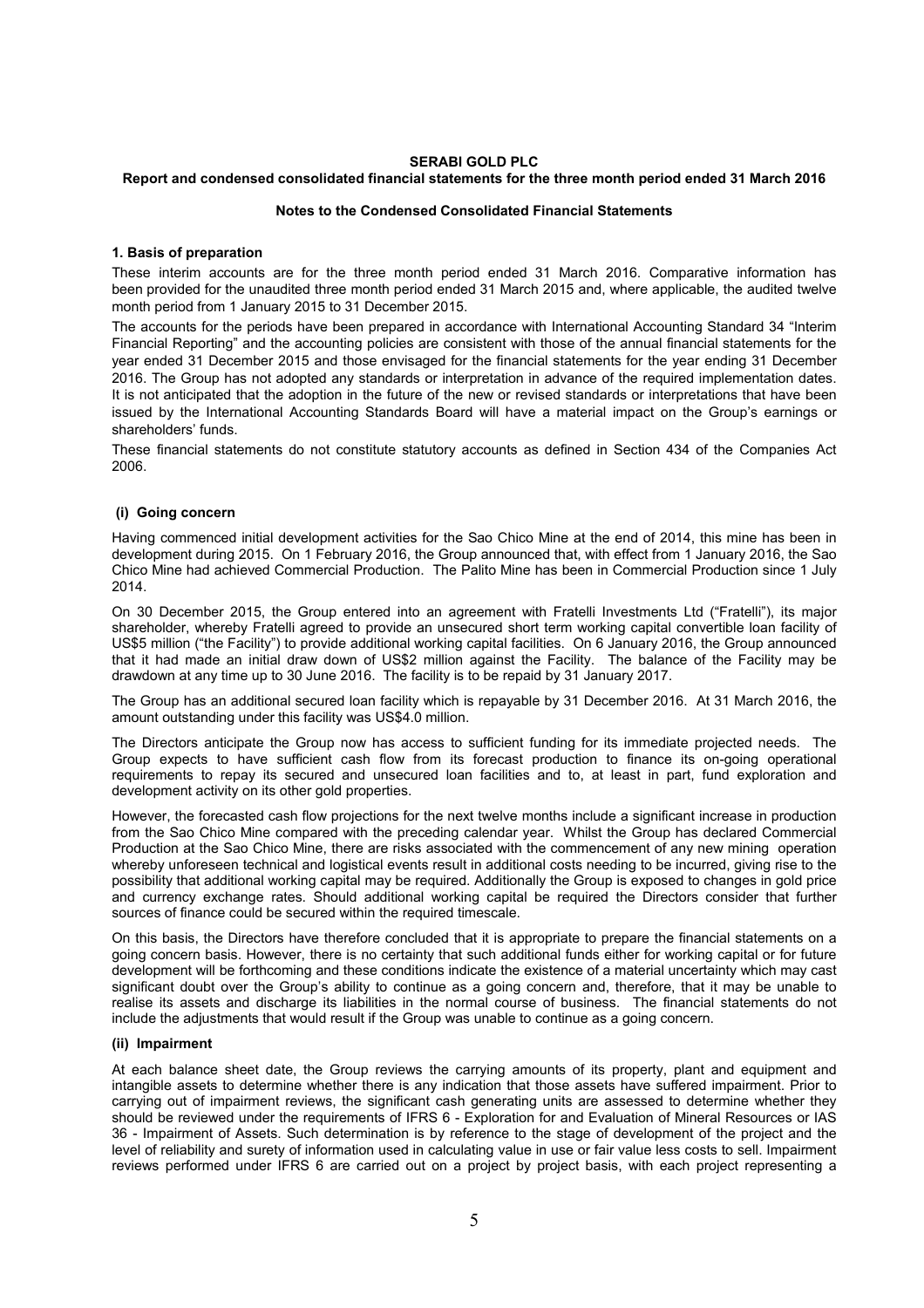**SERABI GOLD PLC**

**Report and condensed consolidated financial statements for the three month period ended 31 March 2016**

**Notes to the Condensed Consolidated Financial Statements**

### 1. Basis of preparation

These interim accounts are for the three month period ended 31 March 2016. Comparative information has been provided for the unaudited three month period ended 31 March 2015 and, where applicable, the audited twelve month period from 1 January 2015 to 31 December 2015.

The accounts for the periods have been prepared in accordance with International Accounting Standard 34 "Interim Financial Reporting" and the accounting policies are consistent with those of the annual financial statements for the year ended 31 December 2015 and those envisaged for the financial statements for the year ending 31 December 2016. The Group has not adopted any standards or interpretation in advance of the required implementation dates. It is not anticipated that the adoption in the future of the new or revised standards or interpretations that have been issued by the International Accounting Standards Board will have a material impact on the Group's earnings or shareholders' funds.

These financial statements do not constitute statutory accounts as defined in Section 434 of the Companies Act 2006.

#### (i) Going concern

Having commenced initial development activities for the Sao Chico Mine at the end of 2014, this mine has been in development during 2015. On 1 February 2016, the Group announced that, with effect from 1 January 2016, the Sao Chico Mine had achieved Commercial Production. The Palito Mine has been in Commercial Production since 1 July 2014.

On 30 December 2015, the Group entered into an agreement with Fratelli Investments Ltd ("Fratelli"), its major shareholder, whereby Fratelli agreed to provide an unsecured short term working capital convertible loan facility of US$5 million ("the Facility") to provide additional working capital facilities. On 6 January 2016, the Group announced that it had made an initial draw down of US$2 million against the Facility. The balance of the Facility may be drawdown at any time up to 30 June 2016. The facility is to be repaid by 31 January 2017.

The Group has an additional secured loan facility which is repayable by 31 December 2016. At 31 March 2016, the amount outstanding under this facility was US$4.0 million.

The Directors anticipate the Group now has access to sufficient funding for its immediate projected needs. The Group expects to have sufficient cash flow from its forecast production to finance its on-going operational requirements to repay its secured and unsecured loan facilities and to, at least in part, fund exploration and development activity on its other gold properties.

However, the forecasted cash flow projections for the next twelve months include a significant increase in production from the Sao Chico Mine compared with the preceding calendar year. Whilst the Group has declared Commercial Production at the Sao Chico Mine, there are risks associated with the commencement of any new mining operation whereby unforeseen technical and logistical events result in additional costs needing to be incurred, giving rise to the possibility that additional working capital may be required. Additionally the Group is exposed to changes in gold price and currency exchange rates. Should additional working capital be required the Directors consider that further sources of finance could be secured within the required timescale.

On this basis, the Directors have therefore concluded that it is appropriate to prepare the financial statements on a going concern basis. However, there is no certainty that such additional funds either for working capital or for future development will be forthcoming and these conditions indicate the existence of a material uncertainty which may cast significant doubt over the Group's ability to continue as a going concern and, therefore, that it may be unable to realise its assets and discharge its liabilities in the normal course of business. The financial statements do not include the adjustments that would result if the Group was unable to continue as a going concern.

#### (ii) Impairment

At each balance sheet date, the Group reviews the carrying amounts of its property, plant and equipment and intangible assets to determine whether there is any indication that those assets have suffered impairment. Prior to carrying out of impairment reviews, the significant cash generating units are assessed to determine whether they should be reviewed under the requirements of IFRS 6 - Exploration for and Evaluation of Mineral Resources or IAS 36 - Impairment of Assets. Such determination is by reference to the stage of development of the project and the level of reliability and surety of information used in calculating value in use or fair value less costs to sell. Impairment reviews performed under IFRS 6 are carried out on a project by project basis, with each project representing a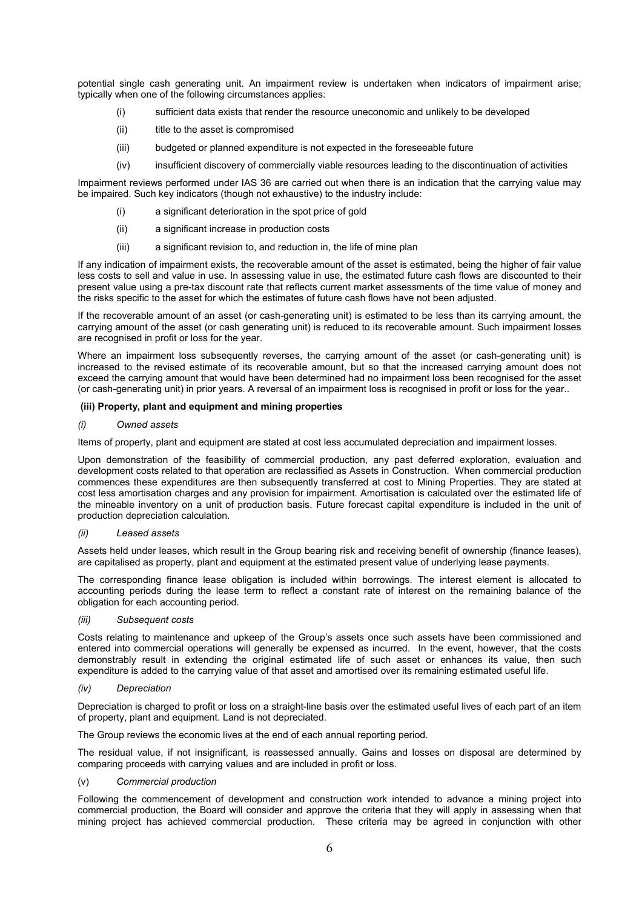potential single cash generating unit. An impairment review is undertaken when indicators of impairment arise; typically when one of the following circumstances applies:

(i) sufficient data exists that render the resource uneconomic and unlikely to be developed

(ii) title to the asset is compromised

(iii) budgeted or planned expenditure is not expected in the foreseeable future

(iv) insufficient discovery of commercially viable resources leading to the discontinuation of activities

Impairment reviews performed under IAS 36 are carried out when there is an indication that the carrying value may be impaired. Such key indicators (though not exhaustive) to the industry include:

(i) a significant deterioration in the spot price of gold

(ii) a significant increase in production costs

(iii) a significant revision to, and reduction in, the life of mine plan

If any indication of impairment exists, the recoverable amount of the asset is estimated, being the higher of fair value less costs to sell and value in use. In assessing value in use, the estimated future cash flows are discounted to their present value using a pre-tax discount rate that reflects current market assessments of the time value of money and the risks specific to the asset for which the estimates of future cash flows have not been adjusted.

If the recoverable amount of an asset (or cash-generating unit) is estimated to be less than its carrying amount, the carrying amount of the asset (or cash generating unit) is reduced to its recoverable amount. Such impairment losses are recognised in profit or loss for the year.

Where an impairment loss subsequently reverses, the carrying amount of the asset (or cash-generating unit) is increased to the revised estimate of its recoverable amount, but so that the increased carrying amount does not exceed the carrying amount that would have been determined had no impairment loss been recognised for the asset (or cash-generating unit) in prior years. A reversal of an impairment loss is recognised in profit or loss for the year..

**(iii) Property, plant and equipment and mining properties**

*(i) Owned assets*

Items of property, plant and equipment are stated at cost less accumulated depreciation and impairment losses.

Upon demonstration of the feasibility of commercial production, any past deferred exploration, evaluation and development costs related to that operation are reclassified as Assets in Construction. When commercial production commences these expenditures are then subsequently transferred at cost to Mining Properties. They are stated at cost less amortisation charges and any provision for impairment. Amortisation is calculated over the estimated life of the mineable inventory on a unit of production basis. Future forecast capital expenditure is included in the unit of production depreciation calculation.

*(ii) Leased assets*

Assets held under leases, which result in the Group bearing risk and receiving benefit of ownership (finance leases), are capitalised as property, plant and equipment at the estimated present value of underlying lease payments.

The corresponding finance lease obligation is included within borrowings. The interest element is allocated to accounting periods during the lease term to reflect a constant rate of interest on the remaining balance of the obligation for each accounting period.

*(iii) Subsequent costs*

Costs relating to maintenance and upkeep of the Group's assets once such assets have been commissioned and entered into commercial operations will generally be expensed as incurred. In the event, however, that the costs demonstrably result in extending the original estimated life of such asset or enhances its value, then such expenditure is added to the carrying value of that asset and amortised over its remaining estimated useful life.

*(iv) Depreciation*

Depreciation is charged to profit or loss on a straight-line basis over the estimated useful lives of each part of an item of property, plant and equipment. Land is not depreciated.

The Group reviews the economic lives at the end of each annual reporting period.

The residual value, if not insignificant, is reassessed annually. Gains and losses on disposal are determined by comparing proceeds with carrying values and are included in profit or loss.

(v) *Commercial production*

Following the commencement of development and construction work intended to advance a mining project into commercial production, the Board will consider and approve the criteria that they will apply in assessing when that mining project has achieved commercial production. These criteria may be agreed in conjunction with other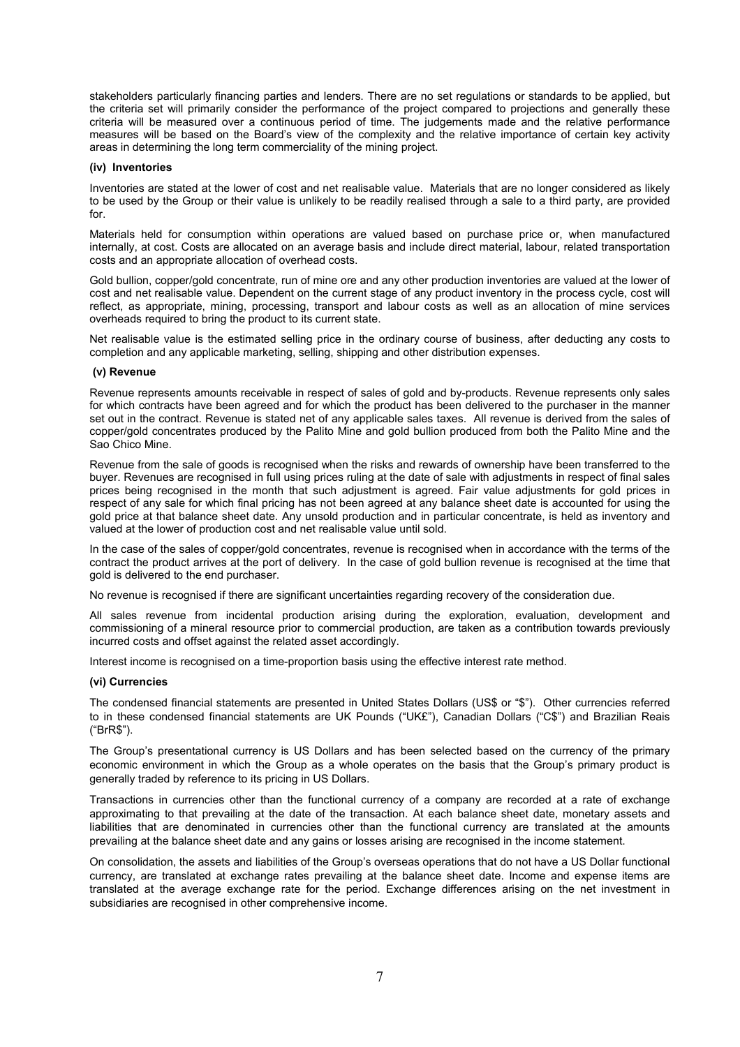stakeholders particularly financing parties and lenders. There are no set regulations or standards to be applied, but the criteria set will primarily consider the performance of the project compared to projections and generally these criteria will be measured over a continuous period of time. The judgements made and the relative performance measures will be based on the Board's view of the complexity and the relative importance of certain key activity areas in determining the long term commerciality of the mining project.

**(iv) Inventories**

Inventories are stated at the lower of cost and net realisable value. Materials that are no longer considered as likely to be used by the Group or their value is unlikely to be readily realised through a sale to a third party, are provided for.

Materials held for consumption within operations are valued based on purchase price or, when manufactured internally, at cost. Costs are allocated on an average basis and include direct material, labour, related transportation costs and an appropriate allocation of overhead costs.

Gold bullion, copper/gold concentrate, run of mine ore and any other production inventories are valued at the lower of cost and net realisable value. Dependent on the current stage of any product inventory in the process cycle, cost will reflect, as appropriate, mining, processing, transport and labour costs as well as an allocation of mine services overheads required to bring the product to its current state.

Net realisable value is the estimated selling price in the ordinary course of business, after deducting any costs to completion and any applicable marketing, selling, shipping and other distribution expenses.

**(v) Revenue**

Revenue represents amounts receivable in respect of sales of gold and by-products. Revenue represents only sales for which contracts have been agreed and for which the product has been delivered to the purchaser in the manner set out in the contract. Revenue is stated net of any applicable sales taxes. All revenue is derived from the sales of copper/gold concentrates produced by the Palito Mine and gold bullion produced from both the Palito Mine and the Sao Chico Mine.

Revenue from the sale of goods is recognised when the risks and rewards of ownership have been transferred to the buyer. Revenues are recognised in full using prices ruling at the date of sale with adjustments in respect of final sales prices being recognised in the month that such adjustment is agreed. Fair value adjustments for gold prices in respect of any sale for which final pricing has not been agreed at any balance sheet date is accounted for using the gold price at that balance sheet date. Any unsold production and in particular concentrate, is held as inventory and valued at the lower of production cost and net realisable value until sold.

In the case of the sales of copper/gold concentrates, revenue is recognised when in accordance with the terms of the contract the product arrives at the port of delivery. In the case of gold bullion revenue is recognised at the time that gold is delivered to the end purchaser.

No revenue is recognised if there are significant uncertainties regarding recovery of the consideration due.

All sales revenue from incidental production arising during the exploration, evaluation, development and commissioning of a mineral resource prior to commercial production, are taken as a contribution towards previously incurred costs and offset against the related asset accordingly.

Interest income is recognised on a time-proportion basis using the effective interest rate method.

**(vi) Currencies**

The condensed financial statements are presented in United States Dollars (US$ or "$"). Other currencies referred to in these condensed financial statements are UK Pounds ("UK£"), Canadian Dollars ("C$") and Brazilian Reais ("BrR$").

The Group's presentational currency is US Dollars and has been selected based on the currency of the primary economic environment in which the Group as a whole operates on the basis that the Group's primary product is generally traded by reference to its pricing in US Dollars.

Transactions in currencies other than the functional currency of a company are recorded at a rate of exchange approximating to that prevailing at the date of the transaction. At each balance sheet date, monetary assets and liabilities that are denominated in currencies other than the functional currency are translated at the amounts prevailing at the balance sheet date and any gains or losses arising are recognised in the income statement.

On consolidation, the assets and liabilities of the Group's overseas operations that do not have a US Dollar functional currency, are translated at exchange rates prevailing at the balance sheet date. Income and expense items are translated at the average exchange rate for the period. Exchange differences arising on the net investment in subsidiaries are recognised in other comprehensive income.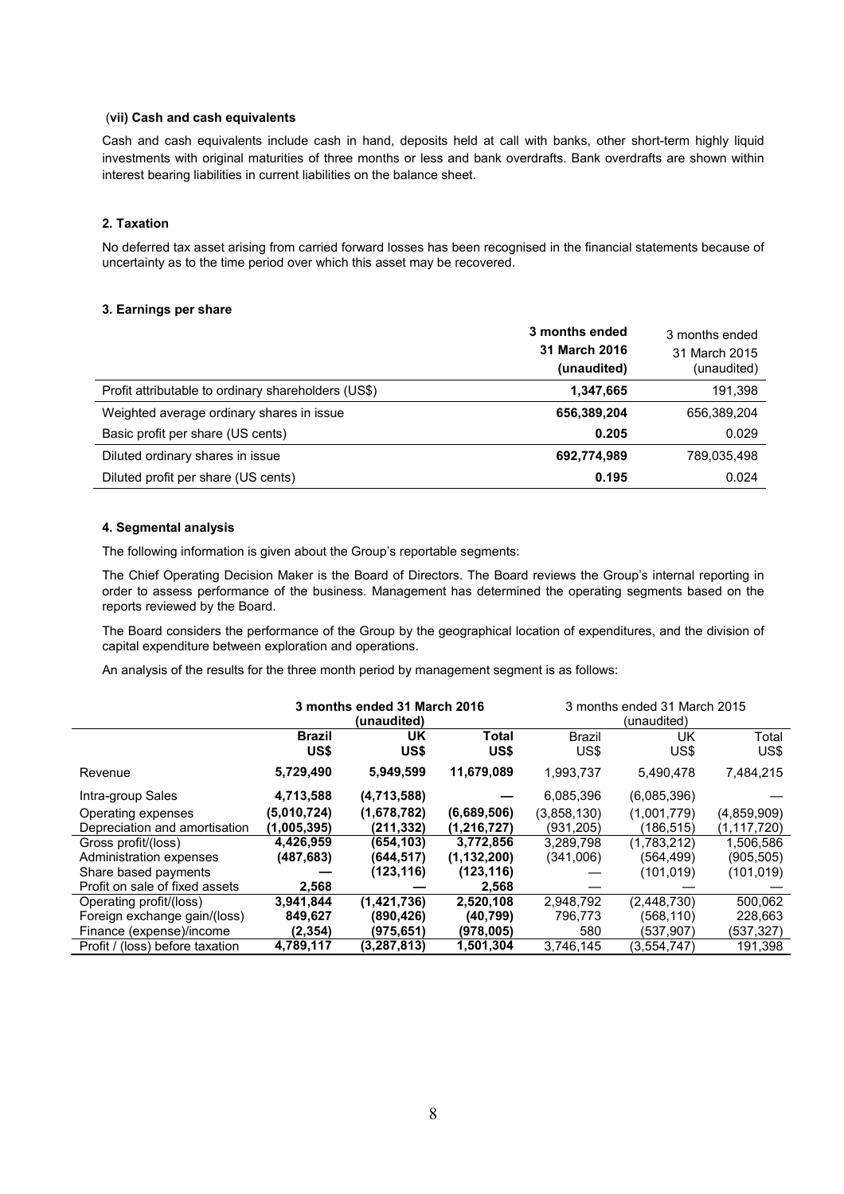#### (vii) Cash and cash equivalents

Cash and cash equivalents include cash in hand, deposits held at call with banks, other short-term highly liquid investments with original maturities of three months or less and bank overdrafts. Bank overdrafts are shown within interest bearing liabilities in current liabilities on the balance sheet.

### 2. Taxation

No deferred tax asset arising from carried forward losses has been recognised in the financial statements because of uncertainty as to the time period over which this asset may be recovered.

### 3. Earnings per share

| | **3 months ended 31 March 2016 (unaudited)** | 3 months ended 31 March 2015 (unaudited) |
|---|---|---|
| Profit attributable to ordinary shareholders (US$) | **1,347,665** | 191,398 |
| Weighted average ordinary shares in issue | **656,389,204** | 656,389,204 |
| Basic profit per share (US cents) | **0.205** | 0.029 |
| Diluted ordinary shares in issue | **692,774,989** | 789,035,498 |
| Diluted profit per share (US cents) | **0.195** | 0.024 |

### 4. Segmental analysis

The following information is given about the Group's reportable segments:

The Chief Operating Decision Maker is the Board of Directors. The Board reviews the Group's internal reporting in order to assess performance of the business. Management has determined the operating segments based on the reports reviewed by the Board.

The Board considers the performance of the Group by the geographical location of expenditures, and the division of capital expenditure between exploration and operations.

An analysis of the results for the three month period by management segment is as follows:

| | **3 months ended 31 March 2016 (unaudited)** | | | 3 months ended 31 March 2015 (unaudited) | | |
|---|---|---|---|---|---|---|
| | **Brazil US$** | **UK US$** | **Total US$** | Brazil US$ | UK US$ | Total US$ |
| Revenue | **5,729,490** | **5,949,599** | **11,679,089** | 1,993,737 | 5,490,478 | 7,484,215 |
| Intra-group Sales | **4,713,588** | **(4,713,588)** | **—** | 6,085,396 | (6,085,396) | — |
| Operating expenses | **(5,010,724)** | **(1,678,782)** | **(6,689,506)** | (3,858,130) | (1,001,779) | (4,859,909) |
| Depreciation and amortisation | **(1,005,395)** | **(211,332)** | **(1,216,727)** | (931,205) | (186,515) | (1,117,720) |
| Gross profit/(loss) | **4,426,959** | **(654,103)** | **3,772,856** | 3,289,798 | (1,783,212) | 1,506,586 |
| Administration expenses | **(487,683)** | **(644,517)** | **(1,132,200)** | (341,006) | (564,499) | (905,505) |
| Share based payments | **—** | **(123,116)** | **(123,116)** | — | (101,019) | (101,019) |
| Profit on sale of fixed assets | **2,568** | **—** | **2,568** | — | — | — |
| Operating profit/(loss) | **3,941,844** | **(1,421,736)** | **2,520,108** | 2,948,792 | (2,448,730) | 500,062 |
| Foreign exchange gain/(loss) | **849,627** | **(890,426)** | **(40,799)** | 796,773 | (568,110) | 228,663 |
| Finance (expense)/income | **(2,354)** | **(975,651)** | **(978,005)** | 580 | (537,907) | (537,327) |
| Profit / (loss) before taxation | **4,789,117** | **(3,287,813)** | **1,501,304** | 3,746,145 | (3,554,747) | 191,398 |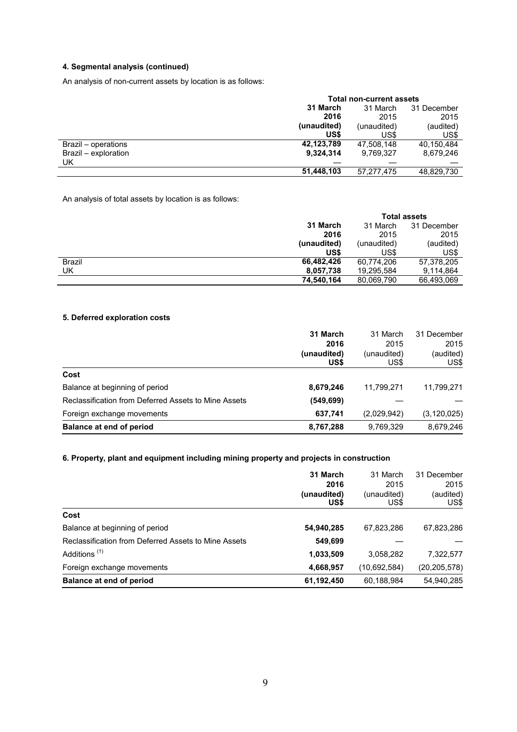### 4. Segmental analysis (continued)

An analysis of non-current assets by location is as follows:

| | Total non-current assets | | |
|---|---|---|---|
| | **31 March 2016 (unaudited) US$** | 31 March 2015 (unaudited) US$ | 31 December 2015 (audited) US$ |
| Brazil – operations | **42,123,789** | 47,508,148 | 40,150,484 |
| Brazil – exploration | **9,324,314** | 9,769,327 | 8,679,246 |
| UK | — | — | — |
| | **51,448,103** | 57,277,475 | 48,829,730 |

An analysis of total assets by location is as follows:

| | Total assets | | |
|---|---|---|---|
| | **31 March 2016 (unaudited) US$** | 31 March 2015 (unaudited) US$ | 31 December 2015 (audited) US$ |
| Brazil | **66,482,426** | 60,774,206 | 57,378,205 |
| UK | **8,057,738** | 19,295,584 | 9,114,864 |
| | **74,540,164** | 80,069,790 | 66,493,069 |

### 5. Deferred exploration costs

| | **31 March 2016 (unaudited) US$** | 31 March 2015 (unaudited) US$ | 31 December 2015 (audited) US$ |
|---|---|---|---|
| **Cost** | | | |
| Balance at beginning of period | **8,679,246** | 11,799,271 | 11,799,271 |
| Reclassification from Deferred Assets to Mine Assets | **(549,699)** | — | — |
| Foreign exchange movements | **637,741** | (2,029,942) | (3,120,025) |
| **Balance at end of period** | **8,767,288** | 9,769,329 | 8,679,246 |

### 6. Property, plant and equipment including mining property and projects in construction

| | **31 March 2016 (unaudited) US$** | 31 March 2015 (unaudited) US$ | 31 December 2015 (audited) US$ |
|---|---|---|---|
| **Cost** | | | |
| Balance at beginning of period | **54,940,285** | 67,823,286 | 67,823,286 |
| Reclassification from Deferred Assets to Mine Assets | **549,699** | — | — |
| Additions [(1)] | **1,033,509** | 3,058,282 | 7,322,577 |
| Foreign exchange movements | **4,668,957** | (10,692,584) | (20,205,578) |
| **Balance at end of period** | **61,192,450** | 60,188,984 | 54,940,285 |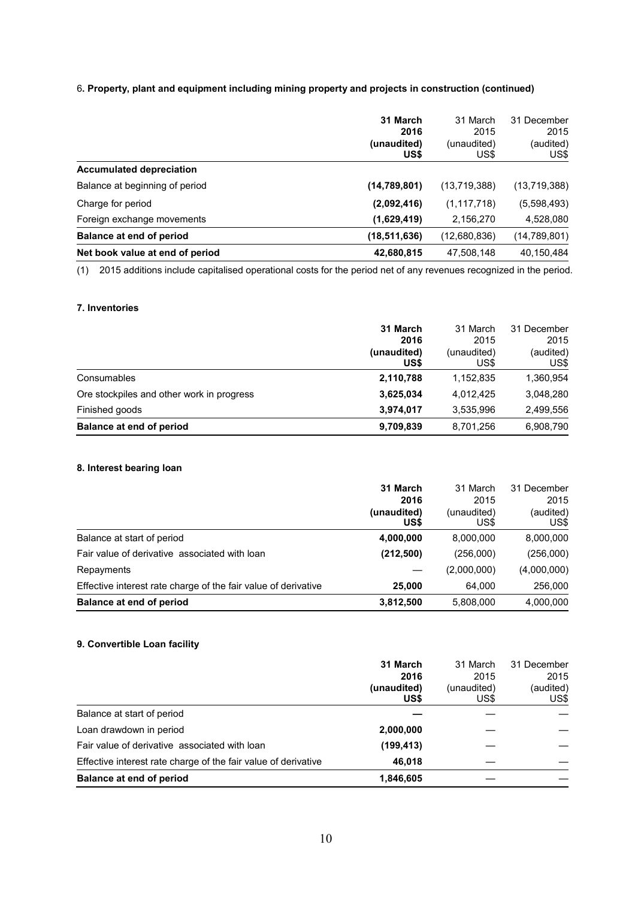### 6. Property, plant and equipment including mining property and projects in construction (continued)

| | 31 March 2016 (unaudited) US$ | 31 March 2015 (unaudited) US$ | 31 December 2015 (audited) US$ |
|---|---|---|---|
| **Accumulated depreciation** | | | |
| Balance at beginning of period | **(14,789,801)** | (13,719,388) | (13,719,388) |
| Charge for period | **(2,092,416)** | (1,117,718) | (5,598,493) |
| Foreign exchange movements | **(1,629,419)** | 2,156,270 | 4,528,080 |
| **Balance at end of period** | **(18,511,636)** | (12,680,836) | (14,789,801) |
| **Net book value at end of period** | **42,680,815** | 47,508,148 | 40,150,484 |

(1) 2015 additions include capitalised operational costs for the period net of any revenues recognized in the period.

### 7. Inventories

| | 31 March 2016 (unaudited) US$ | 31 March 2015 (unaudited) US$ | 31 December 2015 (audited) US$ |
|---|---|---|---|
| Consumables | **2,110,788** | 1,152,835 | 1,360,954 |
| Ore stockpiles and other work in progress | **3,625,034** | 4,012,425 | 3,048,280 |
| Finished goods | **3,974,017** | 3,535,996 | 2,499,556 |
| **Balance at end of period** | **9,709,839** | 8,701,256 | 6,908,790 |

### 8. Interest bearing loan

| | 31 March 2016 (unaudited) US$ | 31 March 2015 (unaudited) US$ | 31 December 2015 (audited) US$ |
|---|---|---|---|
| Balance at start of period | **4,000,000** | 8,000,000 | 8,000,000 |
| Fair value of derivative associated with loan | **(212,500)** | (256,000) | (256,000) |
| Repayments | — | (2,000,000) | (4,000,000) |
| Effective interest rate charge of the fair value of derivative | **25,000** | 64,000 | 256,000 |
| **Balance at end of period** | **3,812,500** | 5,808,000 | 4,000,000 |

### 9. Convertible Loan facility

| | 31 March 2016 (unaudited) US$ | 31 March 2015 (unaudited) US$ | 31 December 2015 (audited) US$ |
|---|---|---|---|
| Balance at start of period | **—** | — | — |
| Loan drawdown in period | **2,000,000** | — | — |
| Fair value of derivative associated with loan | **(199,413)** | — | — |
| Effective interest rate charge of the fair value of derivative | **46,018** | — | — |
| **Balance at end of period** | **1,846,605** | — | — |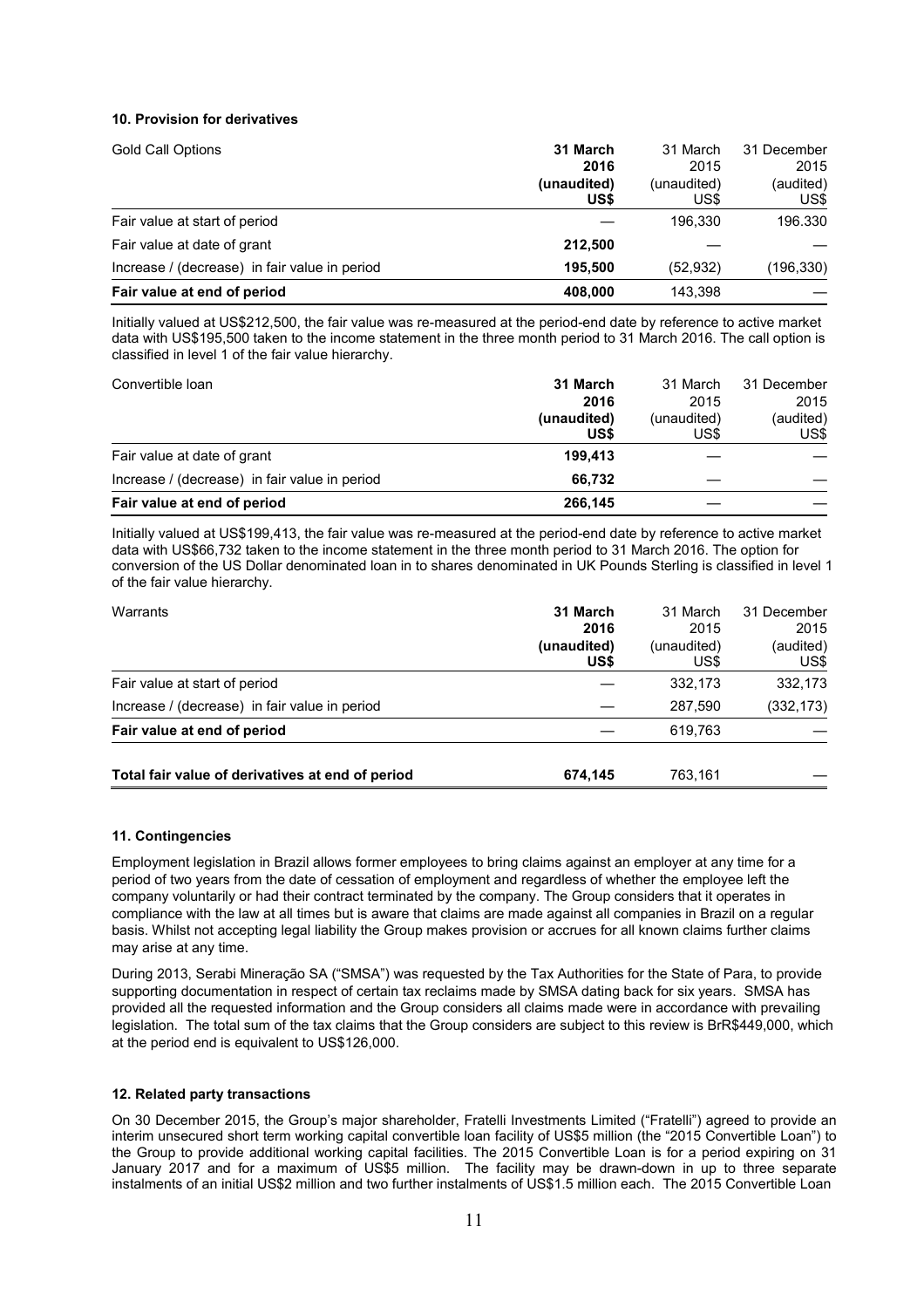#### 10. Provision for derivatives

| Gold Call Options | **31 March 2016 (unaudited) US$** | 31 March 2015 (unaudited) US$ | 31 December 2015 (audited) US$ |
|---|---|---|---|
| Fair value at start of period | — | 196,330 | 196.330 |
| Fair value at date of grant | **212,500** | — | — |
| Increase / (decrease) in fair value in period | **195,500** | (52,932) | (196,330) |
| **Fair value at end of period** | **408,000** | 143,398 | — |

Initially valued at US$212,500, the fair value was re-measured at the period-end date by reference to active market data with US$195,500 taken to the income statement in the three month period to 31 March 2016. The call option is classified in level 1 of the fair value hierarchy.

| Convertible loan | **31 March 2016 (unaudited) US$** | 31 March 2015 (unaudited) US$ | 31 December 2015 (audited) US$ |
|---|---|---|---|
| Fair value at date of grant | **199,413** | — | — |
| Increase / (decrease) in fair value in period | **66,732** | — | — |
| **Fair value at end of period** | **266,145** | — | — |

Initially valued at US$199,413, the fair value was re-measured at the period-end date by reference to active market data with US$66,732 taken to the income statement in the three month period to 31 March 2016. The option for conversion of the US Dollar denominated loan in to shares denominated in UK Pounds Sterling is classified in level 1 of the fair value hierarchy.

| Warrants | **31 March 2016 (unaudited) US$** | 31 March 2015 (unaudited) US$ | 31 December 2015 (audited) US$ |
|---|---|---|---|
| Fair value at start of period | — | 332,173 | 332,173 |
| Increase / (decrease) in fair value in period | — | 287,590 | (332,173) |
| **Fair value at end of period** | — | 619,763 | — |
| | | | |
| **Total fair value of derivatives at end of period** | **674,145** | 763,161 | — |

#### 11. Contingencies

Employment legislation in Brazil allows former employees to bring claims against an employer at any time for a period of two years from the date of cessation of employment and regardless of whether the employee left the company voluntarily or had their contract terminated by the company. The Group considers that it operates in compliance with the law at all times but is aware that claims are made against all companies in Brazil on a regular basis. Whilst not accepting legal liability the Group makes provision or accrues for all known claims further claims may arise at any time.

During 2013, Serabi Mineração SA ("SMSA") was requested by the Tax Authorities for the State of Para, to provide supporting documentation in respect of certain tax reclaims made by SMSA dating back for six years. SMSA has provided all the requested information and the Group considers all claims made were in accordance with prevailing legislation. The total sum of the tax claims that the Group considers are subject to this review is BrR$449,000, which at the period end is equivalent to US$126,000.

#### 12. Related party transactions

On 30 December 2015, the Group's major shareholder, Fratelli Investments Limited ("Fratelli") agreed to provide an interim unsecured short term working capital convertible loan facility of US$5 million (the "2015 Convertible Loan") to the Group to provide additional working capital facilities. The 2015 Convertible Loan is for a period expiring on 31 January 2017 and for a maximum of US$5 million. The facility may be drawn-down in up to three separate instalments of an initial US$2 million and two further instalments of US$1.5 million each. The 2015 Convertible Loan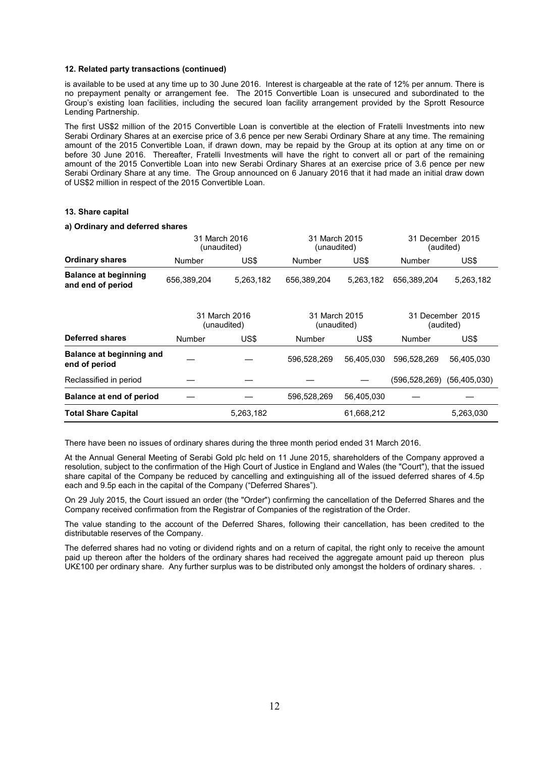**12. Related party transactions (continued)**

is available to be used at any time up to 30 June 2016. Interest is chargeable at the rate of 12% per annum. There is no prepayment penalty or arrangement fee. The 2015 Convertible Loan is unsecured and subordinated to the Group's existing loan facilities, including the secured loan facility arrangement provided by the Sprott Resource Lending Partnership.

The first US$2 million of the 2015 Convertible Loan is convertible at the election of Fratelli Investments into new Serabi Ordinary Shares at an exercise price of 3.6 pence per new Serabi Ordinary Share at any time. The remaining amount of the 2015 Convertible Loan, if drawn down, may be repaid by the Group at its option at any time on or before 30 June 2016. Thereafter, Fratelli Investments will have the right to convert all or part of the remaining amount of the 2015 Convertible Loan into new Serabi Ordinary Shares at an exercise price of 3.6 pence per new Serabi Ordinary Share at any time. The Group announced on 6 January 2016 that it had made an initial draw down of US$2 million in respect of the 2015 Convertible Loan.

**13. Share capital**

**a) Ordinary and deferred shares**

| | 31 March 2016 (unaudited) | | 31 March 2015 (unaudited) | | 31 December 2015 (audited) | |
|---|---|---|---|---|---|---|
| **Ordinary shares** | Number | US$ | Number | US$ | Number | US$ |
| **Balance at beginning and end of period** | 656,389,204 | 5,263,182 | 656,389,204 | 5,263,182 | 656,389,204 | 5,263,182 |

| | 31 March 2016 (unaudited) | | 31 March 2015 (unaudited) | | 31 December 2015 (audited) | |
|---|---|---|---|---|---|---|
| **Deferred shares** | Number | US$ | Number | US$ | Number | US$ |
| **Balance at beginning and end of period** | — | — | 596,528,269 | 56,405,030 | 596,528,269 | 56,405,030 |
| Reclassified in period | — | — | — | — | (596,528,269) | (56,405,030) |
| **Balance at end of period** | — | — | 596,528,269 | 56,405,030 | — | — |
| **Total Share Capital** | | 5,263,182 | | 61,668,212 | | 5,263,030 |

There have been no issues of ordinary shares during the three month period ended 31 March 2016.

At the Annual General Meeting of Serabi Gold plc held on 11 June 2015, shareholders of the Company approved a resolution, subject to the confirmation of the High Court of Justice in England and Wales (the "Court"), that the issued share capital of the Company be reduced by cancelling and extinguishing all of the issued deferred shares of 4.5p each and 9.5p each in the capital of the Company ("Deferred Shares").

On 29 July 2015, the Court issued an order (the "Order") confirming the cancellation of the Deferred Shares and the Company received confirmation from the Registrar of Companies of the registration of the Order.

The value standing to the account of the Deferred Shares, following their cancellation, has been credited to the distributable reserves of the Company.

The deferred shares had no voting or dividend rights and on a return of capital, the right only to receive the amount paid up thereon after the holders of the ordinary shares had received the aggregate amount paid up thereon plus UK£100 per ordinary share. Any further surplus was to be distributed only amongst the holders of ordinary shares. .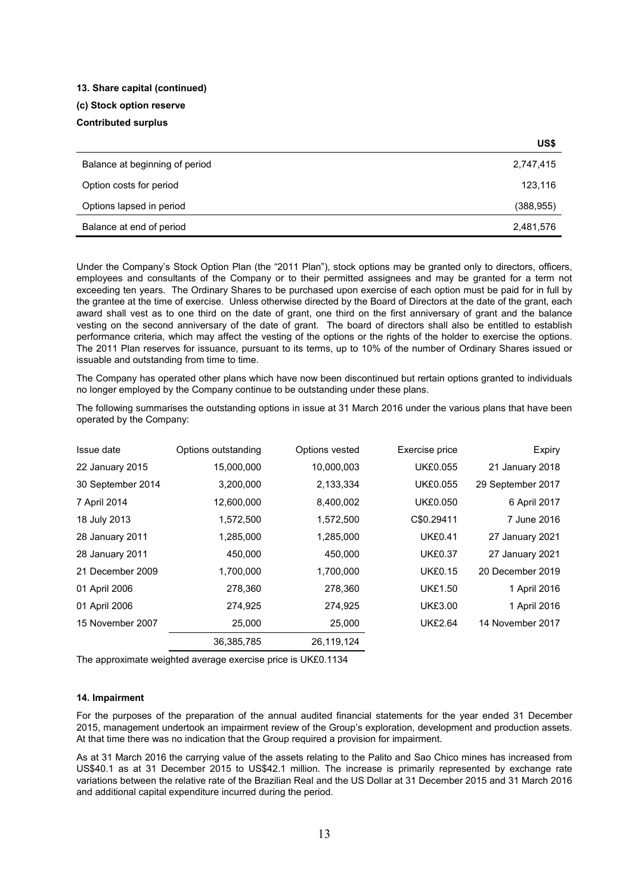**13. Share capital (continued)**

**(c) Stock option reserve**

**Contributed surplus**

| | US$ |
|---|---|
| Balance at beginning of period | 2,747,415 |
| Option costs for period | 123,116 |
| Options lapsed in period | (388,955) |
| Balance at end of period | 2,481,576 |

Under the Company's Stock Option Plan (the "2011 Plan"), stock options may be granted only to directors, officers, employees and consultants of the Company or to their permitted assignees and may be granted for a term not exceeding ten years. The Ordinary Shares to be purchased upon exercise of each option must be paid for in full by the grantee at the time of exercise. Unless otherwise directed by the Board of Directors at the date of the grant, each award shall vest as to one third on the date of grant, one third on the first anniversary of grant and the balance vesting on the second anniversary of the date of grant. The board of directors shall also be entitled to establish performance criteria, which may affect the vesting of the options or the rights of the holder to exercise the options. The 2011 Plan reserves for issuance, pursuant to its terms, up to 10% of the number of Ordinary Shares issued or issuable and outstanding from time to time.

The Company has operated other plans which have now been discontinued but rertain options granted to individuals no longer employed by the Company continue to be outstanding under these plans.

The following summarises the outstanding options in issue at 31 March 2016 under the various plans that have been operated by the Company:

| Issue date | Options outstanding | Options vested | Exercise price | Expiry |
|---|---|---|---|---|
| 22 January 2015 | 15,000,000 | 10,000,003 | UK£0.055 | 21 January 2018 |
| 30 September 2014 | 3,200,000 | 2,133,334 | UK£0.055 | 29 September 2017 |
| 7 April 2014 | 12,600,000 | 8,400,002 | UK£0.050 | 6 April 2017 |
| 18 July 2013 | 1,572,500 | 1,572,500 | C$0.29411 | 7 June 2016 |
| 28 January 2011 | 1,285,000 | 1,285,000 | UK£0.41 | 27 January 2021 |
| 28 January 2011 | 450,000 | 450,000 | UK£0.37 | 27 January 2021 |
| 21 December 2009 | 1,700,000 | 1,700,000 | UK£0.15 | 20 December 2019 |
| 01 April 2006 | 278,360 | 278,360 | UK£1.50 | 1 April 2016 |
| 01 April 2006 | 274,925 | 274,925 | UK£3.00 | 1 April 2016 |
| 15 November 2007 | 25,000 | 25,000 | UK£2.64 | 14 November 2017 |
| | 36,385,785 | 26,119,124 | | |

The approximate weighted average exercise price is UK£0.1134

**14. Impairment**

For the purposes of the preparation of the annual audited financial statements for the year ended 31 December 2015, management undertook an impairment review of the Group's exploration, development and production assets. At that time there was no indication that the Group required a provision for impairment.

As at 31 March 2016 the carrying value of the assets relating to the Palito and Sao Chico mines has increased from US$40.1 as at 31 December 2015 to US$42.1 million. The increase is primarily represented by exchange rate variations between the relative rate of the Brazilian Real and the US Dollar at 31 December 2015 and 31 March 2016 and additional capital expenditure incurred during the period.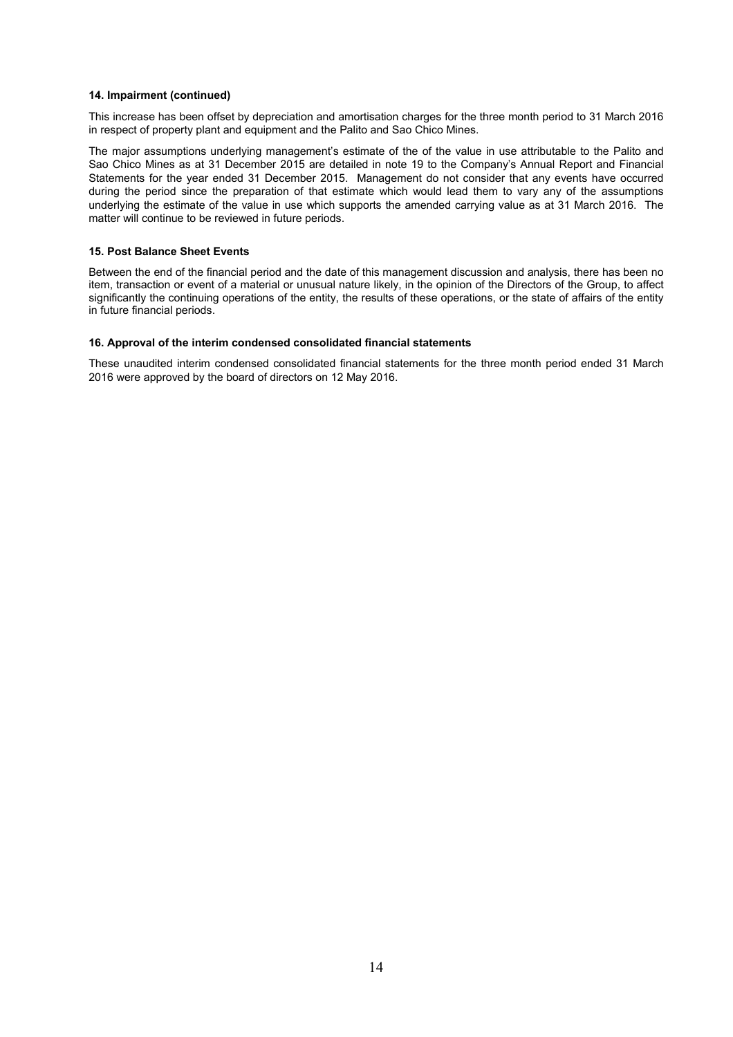**14. Impairment (continued)**

This increase has been offset by depreciation and amortisation charges for the three month period to 31 March 2016 in respect of property plant and equipment and the Palito and Sao Chico Mines.

The major assumptions underlying management's estimate of the of the value in use attributable to the Palito and Sao Chico Mines as at 31 December 2015 are detailed in note 19 to the Company's Annual Report and Financial Statements for the year ended 31 December 2015. Management do not consider that any events have occurred during the period since the preparation of that estimate which would lead them to vary any of the assumptions underlying the estimate of the value in use which supports the amended carrying value as at 31 March 2016. The matter will continue to be reviewed in future periods.

**15. Post Balance Sheet Events**

Between the end of the financial period and the date of this management discussion and analysis, there has been no item, transaction or event of a material or unusual nature likely, in the opinion of the Directors of the Group, to affect significantly the continuing operations of the entity, the results of these operations, or the state of affairs of the entity in future financial periods.

**16. Approval of the interim condensed consolidated financial statements**

These unaudited interim condensed consolidated financial statements for the three month period ended 31 March 2016 were approved by the board of directors on 12 May 2016.